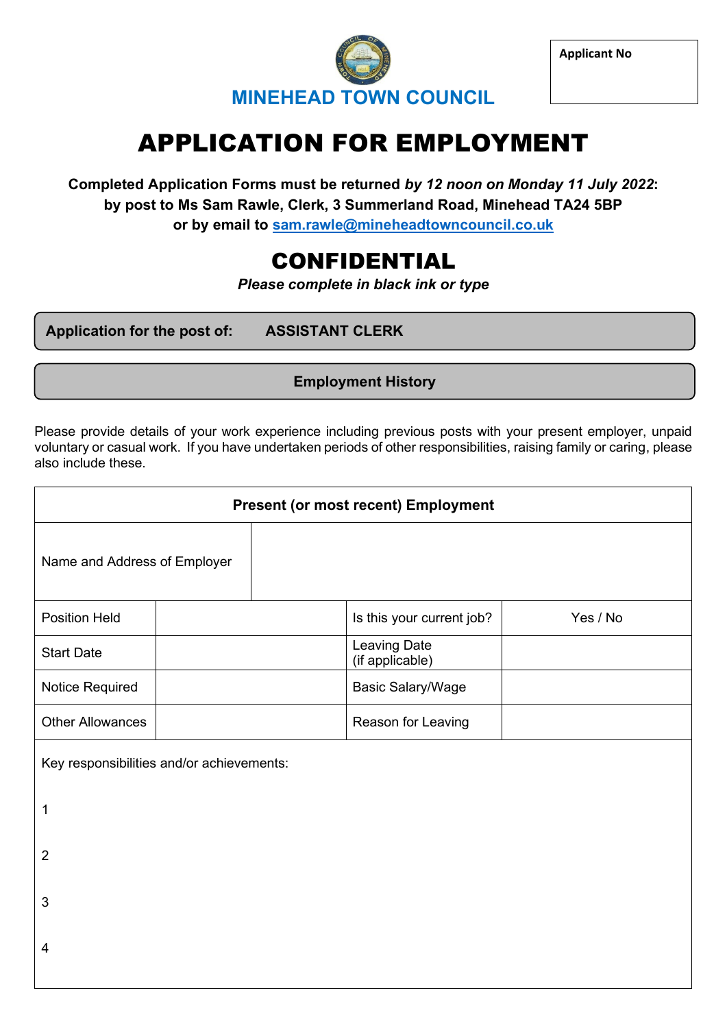**MINEHEAD TOWN COUNCIL**

| Applicant No |
| --- |
| |

# APPLICATION FOR EMPLOYMENT

**Completed Application Forms must be returned *by 12 noon on Monday 11 July 2022*:**
**by post to Ms Sam Rawle, Clerk, 3 Summerland Road, Minehead TA24 5BP**
**or by email to [sam.rawle@mineheadtowncouncil.co.uk](mailto:sam.rawle@mineheadtowncouncil.co.uk)**

# CONFIDENTIAL

***Please complete in black ink or type***

**Application for the post of: ASSISTANT CLERK**

## Employment History

Please provide details of your work experience including previous posts with your present employer, unpaid voluntary or casual work. If you have undertaken periods of other responsibilities, raising family or caring, please also include these.

| Present (or most recent) Employment | | | |
| --- | --- | --- | --- |
| Name and Address of Employer | | | |
| Position Held | | Is this your current job? | Yes / No |
| Start Date | | Leaving Date (if applicable) | |
| Notice Required | | Basic Salary/Wage | |
| Other Allowances | | Reason for Leaving | |

Key responsibilities and/or achievements:

1

2

3

4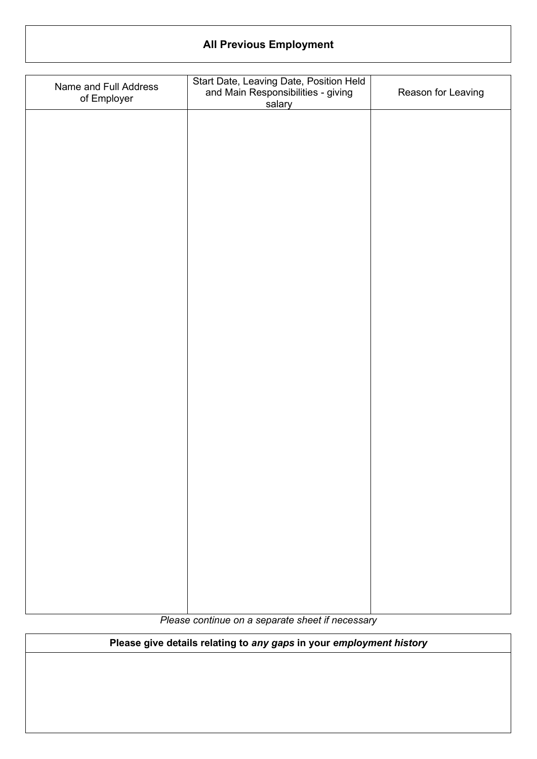## All Previous Employment

| Name and Full Address of Employer | Start Date, Leaving Date, Position Held and Main Responsibilities - giving salary | Reason for Leaving |
|---|---|---|
| | | |

*Please continue on a separate sheet if necessary*

| **Please give details relating to *any gaps* in your *employment history*** |
|---|
| |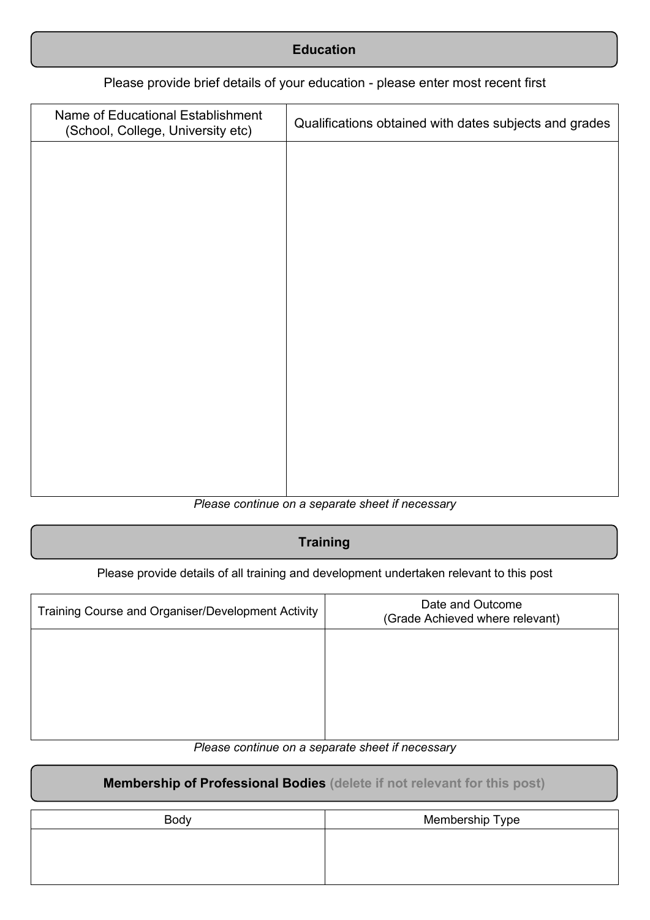## Education

Please provide brief details of your education - please enter most recent first

| Name of Educational Establishment (School, College, University etc) | Qualifications obtained with dates subjects and grades |
|---|---|
| | |

*Please continue on a separate sheet if necessary*

## Training

Please provide details of all training and development undertaken relevant to this post

| Training Course and Organiser/Development Activity | Date and Outcome (Grade Achieved where relevant) |
|---|---|
| | |

*Please continue on a separate sheet if necessary*

## Membership of Professional Bodies (delete if not relevant for this post)

| Body | Membership Type |
|---|---|
| | |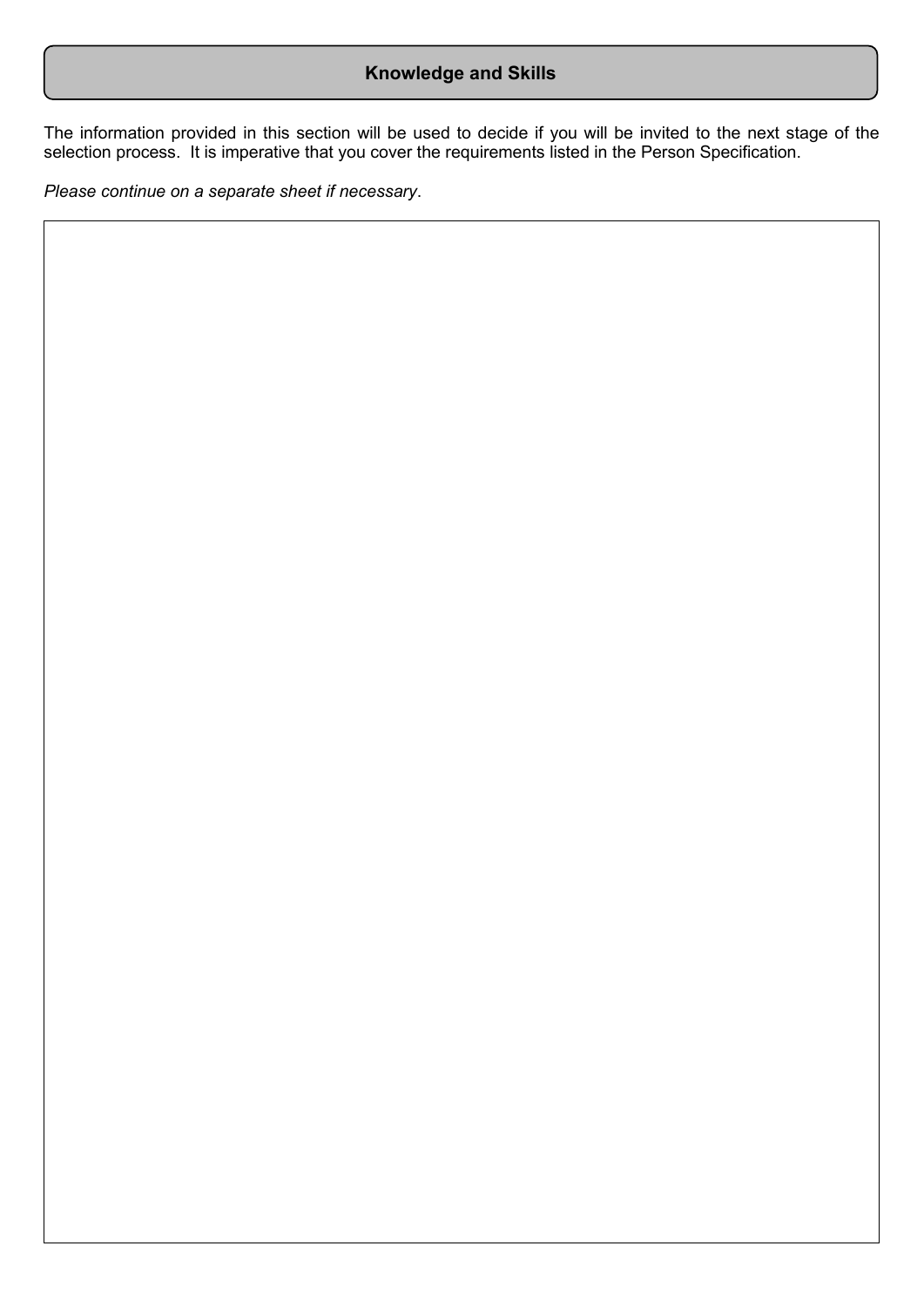## Knowledge and Skills

The information provided in this section will be used to decide if you will be invited to the next stage of the selection process. It is imperative that you cover the requirements listed in the Person Specification.

*Please continue on a separate sheet if necessary*.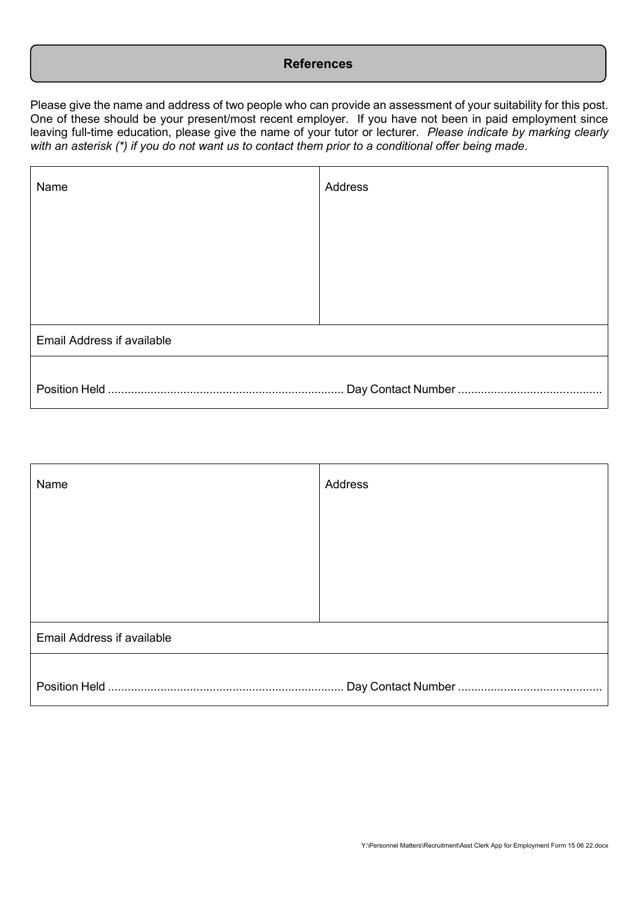## References

Please give the name and address of two people who can provide an assessment of your suitability for this post. One of these should be your present/most recent employer. If you have not been in paid employment since leaving full-time education, please give the name of your tutor or lecturer. *Please indicate by marking clearly with an asterisk (*) if you do not want us to contact them prior to a conditional offer being made*.

| | |
|---|---|
| Name | Address |
| Email Address if available | |
| Position Held ....................................................................... | Day Contact Number ........................................... |

| | |
|---|---|
| Name | Address |
| Email Address if available | |
| Position Held ....................................................................... | Day Contact Number ........................................... |

Y:\Personnel Matters\Recruitment\Asst Clerk App for Employment Form 15 06 22.docx